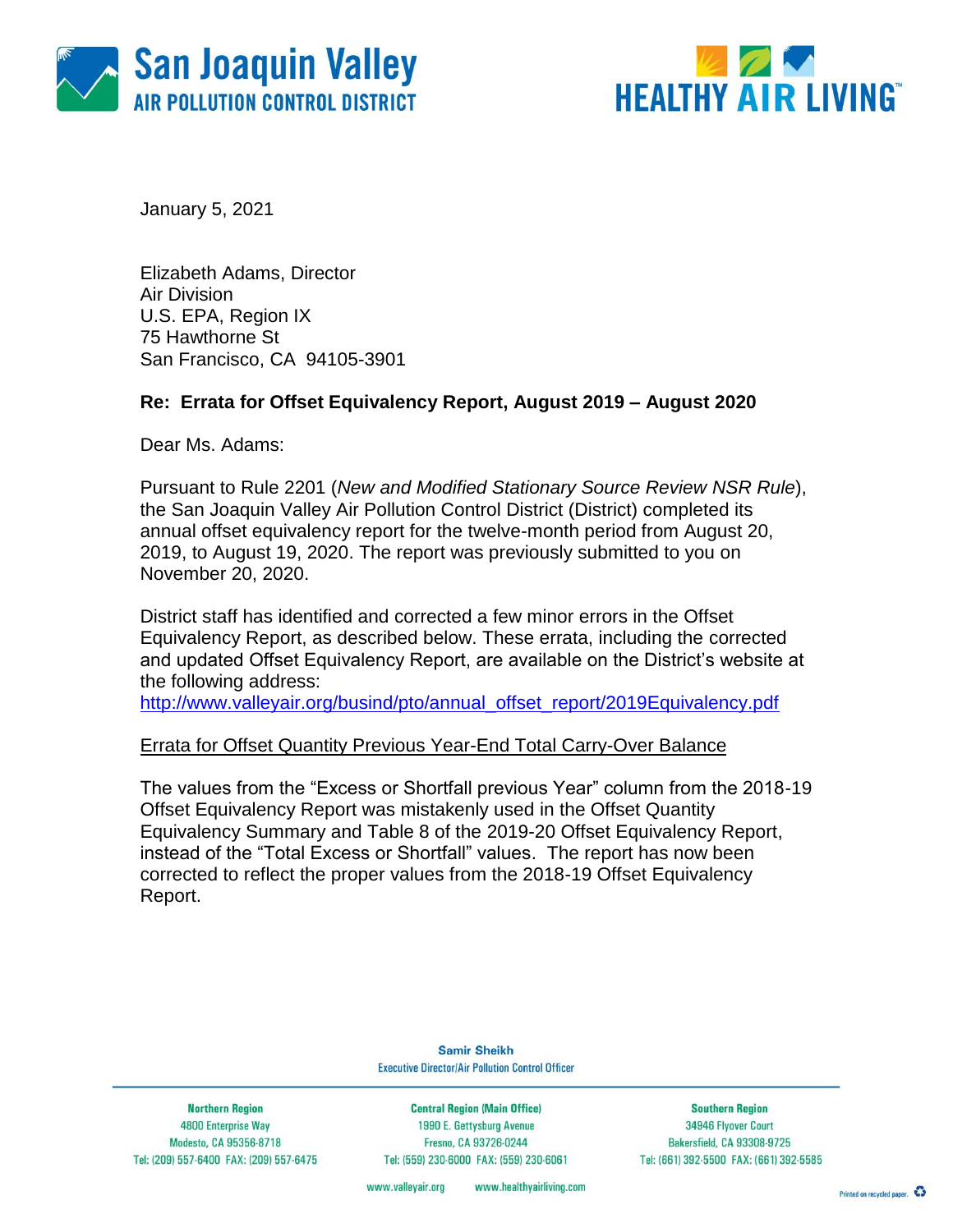San Joaquin Valley
AIR POLLUTION CONTROL DISTRICT

HEALTHY AIR LIVING™

January 5, 2021

Elizabeth Adams, Director
Air Division
U.S. EPA, Region IX
75 Hawthorne St
San Francisco, CA 94105-3901

**Re: Errata for Offset Equivalency Report, August 2019 – August 2020**

Dear Ms. Adams:

Pursuant to Rule 2201 (*New and Modified Stationary Source Review NSR Rule*), the San Joaquin Valley Air Pollution Control District (District) completed its annual offset equivalency report for the twelve-month period from August 20, 2019, to August 19, 2020. The report was previously submitted to you on November 20, 2020.

District staff has identified and corrected a few minor errors in the Offset Equivalency Report, as described below. These errata, including the corrected and updated Offset Equivalency Report, are available on the District's website at the following address:
http://www.valleyair.org/busind/pto/annual_offset_report/2019Equivalency.pdf

Errata for Offset Quantity Previous Year-End Total Carry-Over Balance

The values from the "Excess or Shortfall previous Year" column from the 2018-19 Offset Equivalency Report was mistakenly used in the Offset Quantity Equivalency Summary and Table 8 of the 2019-20 Offset Equivalency Report, instead of the "Total Excess or Shortfall" values. The report has now been corrected to reflect the proper values from the 2018-19 Offset Equivalency Report.

Samir Sheikh
Executive Director/Air Pollution Control Officer

| Northern Region | Central Region (Main Office) | Southern Region |
|---|---|---|
| 4800 Enterprise Way | 1990 E. Gettysburg Avenue | 34946 Flyover Court |
| Modesto, CA 95356-8718 | Fresno, CA 93726-0244 | Bakersfield, CA 93308-9725 |
| Tel: (209) 557-6400 FAX: (209) 557-6475 | Tel: (559) 230-6000 FAX: (559) 230-6061 | Tel: (661) 392-5500 FAX: (661) 392-5585 |

www.valleyair.org www.healthyairliving.com

Printed on recycled paper.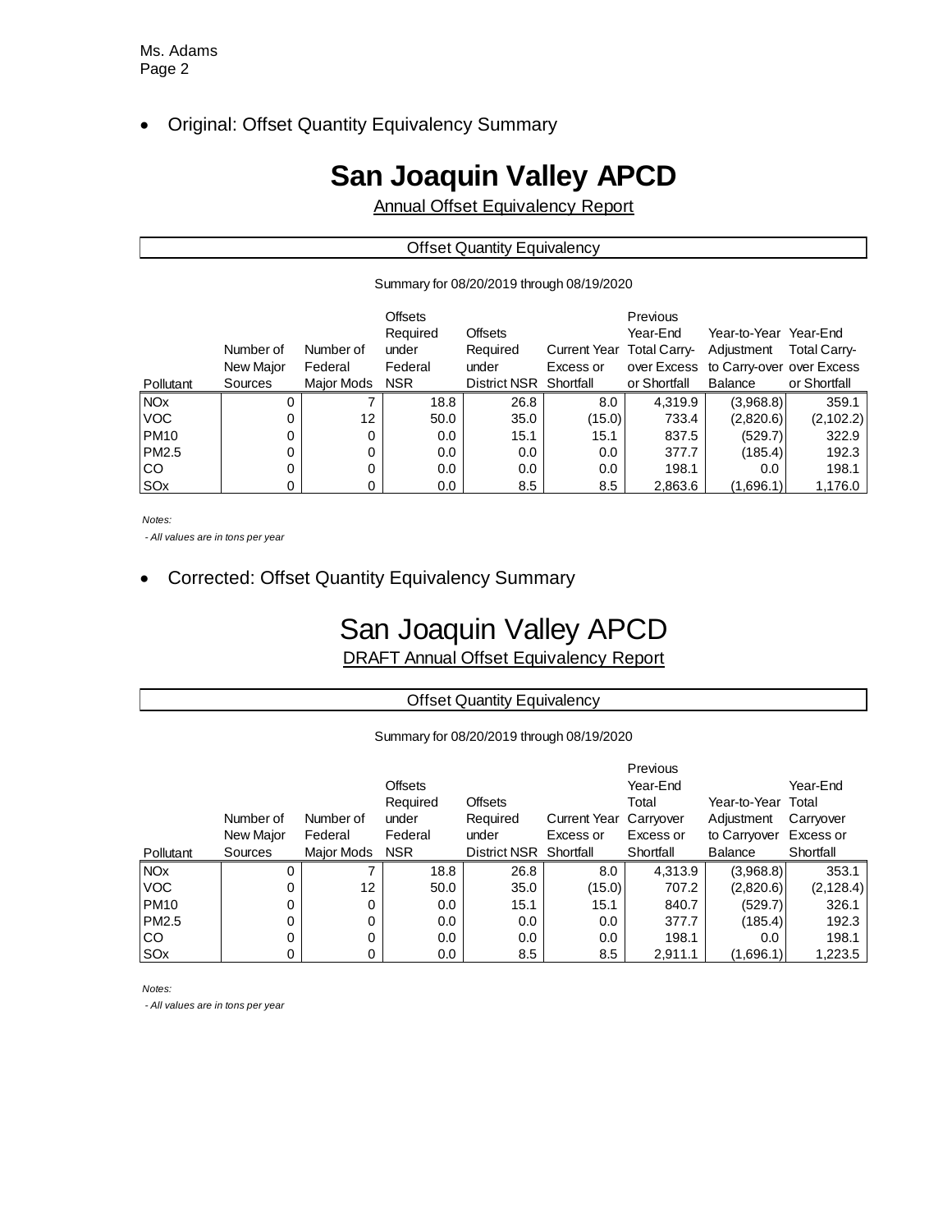- Original: Offset Quantity Equivalency Summary

# San Joaquin Valley APCD

Annual Offset Equivalency Report

Offset Quantity Equivalency

Summary for 08/20/2019 through 08/19/2020

| Pollutant | Number of New Major Sources | Number of Federal Major Mods | Offsets Required under Federal NSR | Offsets Required under District NSR | Current Year Excess or Shortfall | Previous Year-End Total Carry-over Excess or Shortfall | Year-to-Year Adjustment to Carry-over Balance | Year-End Total Carry-over Excess or Shortfall |
|---|---|---|---|---|---|---|---|---|
| NOx | 0 | 7 | 18.8 | 26.8 | 8.0 | 4,319.9 | (3,968.8) | 359.1 |
| VOC | 0 | 12 | 50.0 | 35.0 | (15.0) | 733.4 | (2,820.6) | (2,102.2) |
| PM10 | 0 | 0 | 0.0 | 15.1 | 15.1 | 837.5 | (529.7) | 322.9 |
| PM2.5 | 0 | 0 | 0.0 | 0.0 | 0.0 | 377.7 | (185.4) | 192.3 |
| CO | 0 | 0 | 0.0 | 0.0 | 0.0 | 198.1 | 0.0 | 198.1 |
| SOx | 0 | 0 | 0.0 | 8.5 | 8.5 | 2,863.6 | (1,696.1) | 1,176.0 |

*Notes:*

*- All values are in tons per year*

- Corrected: Offset Quantity Equivalency Summary

# San Joaquin Valley APCD

DRAFT Annual Offset Equivalency Report

Offset Quantity Equivalency

Summary for 08/20/2019 through 08/19/2020

| Pollutant | Number of New Major Sources | Number of Federal Major Mods | Offsets Required under Federal NSR | Offsets Required under District NSR | Current Year Excess or Shortfall | Previous Year-End Total Carryover Excess or Shortfall | Year-to-Year Adjustment to Carryover Balance | Year-End Total Carryover Excess or Shortfall |
|---|---|---|---|---|---|---|---|---|
| NOx | 0 | 7 | 18.8 | 26.8 | 8.0 | 4,313.9 | (3,968.8) | 353.1 |
| VOC | 0 | 12 | 50.0 | 35.0 | (15.0) | 707.2 | (2,820.6) | (2,128.4) |
| PM10 | 0 | 0 | 0.0 | 15.1 | 15.1 | 840.7 | (529.7) | 326.1 |
| PM2.5 | 0 | 0 | 0.0 | 0.0 | 0.0 | 377.7 | (185.4) | 192.3 |
| CO | 0 | 0 | 0.0 | 0.0 | 0.0 | 198.1 | 0.0 | 198.1 |
| SOx | 0 | 0 | 0.0 | 8.5 | 8.5 | 2,911.1 | (1,696.1) | 1,223.5 |

*Notes:*

*- All values are in tons per year*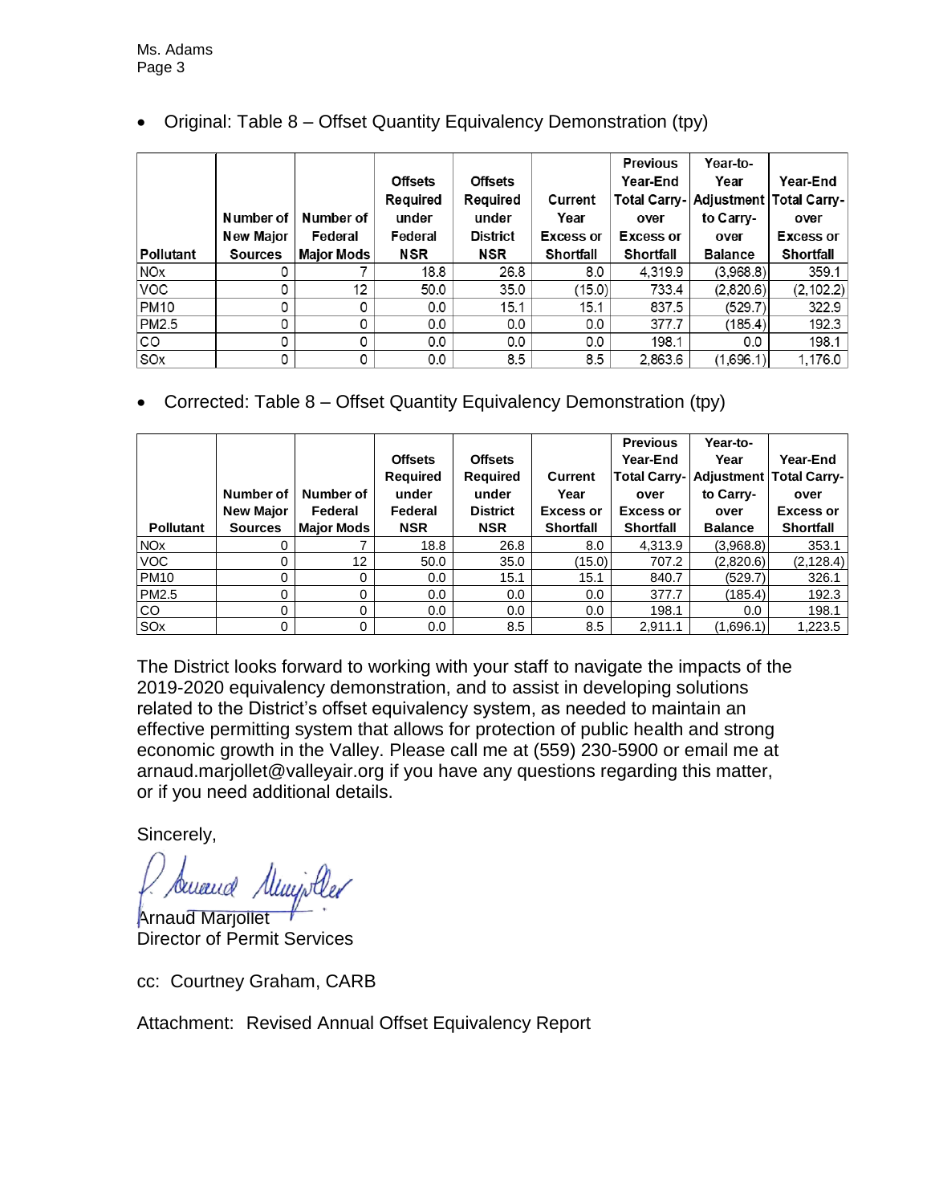- Original: Table 8 – Offset Quantity Equivalency Demonstration (tpy)

| Pollutant | Number of New Major Sources | Number of Federal Major Mods | Offsets Required under Federal NSR | Offsets Required under District NSR | Current Year Excess or Shortfall | Previous Year-End Total Carry-over Excess or Shortfall | Year-to-Year Adjustment to Carry-over Balance | Year-End Total Carry-over Excess or Shortfall |
|---|---|---|---|---|---|---|---|---|
| NOx | 0 | 7 | 18.8 | 26.8 | 8.0 | 4,319.9 | (3,968.8) | 359.1 |
| VOC | 0 | 12 | 50.0 | 35.0 | (15.0) | 733.4 | (2,820.6) | (2,102.2) |
| PM10 | 0 | 0 | 0.0 | 15.1 | 15.1 | 837.5 | (529.7) | 322.9 |
| PM2.5 | 0 | 0 | 0.0 | 0.0 | 0.0 | 377.7 | (185.4) | 192.3 |
| CO | 0 | 0 | 0.0 | 0.0 | 0.0 | 198.1 | 0.0 | 198.1 |
| SOx | 0 | 0 | 0.0 | 8.5 | 8.5 | 2,863.6 | (1,696.1) | 1,176.0 |

- Corrected: Table 8 – Offset Quantity Equivalency Demonstration (tpy)

| Pollutant | Number of New Major Sources | Number of Federal Major Mods | Offsets Required under Federal NSR | Offsets Required under District NSR | Current Year Excess or Shortfall | Previous Year-End Total Carry-over Excess or Shortfall | Year-to-Year Adjustment to Carry-over Balance | Year-End Total Carry-over Excess or Shortfall |
|---|---|---|---|---|---|---|---|---|
| NOx | 0 | 7 | 18.8 | 26.8 | 8.0 | 4,313.9 | (3,968.8) | 353.1 |
| VOC | 0 | 12 | 50.0 | 35.0 | (15.0) | 707.2 | (2,820.6) | (2,128.4) |
| PM10 | 0 | 0 | 0.0 | 15.1 | 15.1 | 840.7 | (529.7) | 326.1 |
| PM2.5 | 0 | 0 | 0.0 | 0.0 | 0.0 | 377.7 | (185.4) | 192.3 |
| CO | 0 | 0 | 0.0 | 0.0 | 0.0 | 198.1 | 0.0 | 198.1 |
| SOx | 0 | 0 | 0.0 | 8.5 | 8.5 | 2,911.1 | (1,696.1) | 1,223.5 |

The District looks forward to working with your staff to navigate the impacts of the 2019-2020 equivalency demonstration, and to assist in developing solutions related to the District's offset equivalency system, as needed to maintain an effective permitting system that allows for protection of public health and strong economic growth in the Valley. Please call me at (559) 230-5900 or email me at arnaud.marjollet@valleyair.org if you have any questions regarding this matter, or if you need additional details.

Sincerely,

Arnaud Marjollet
Director of Permit Services

cc: Courtney Graham, CARB

Attachment: Revised Annual Offset Equivalency Report